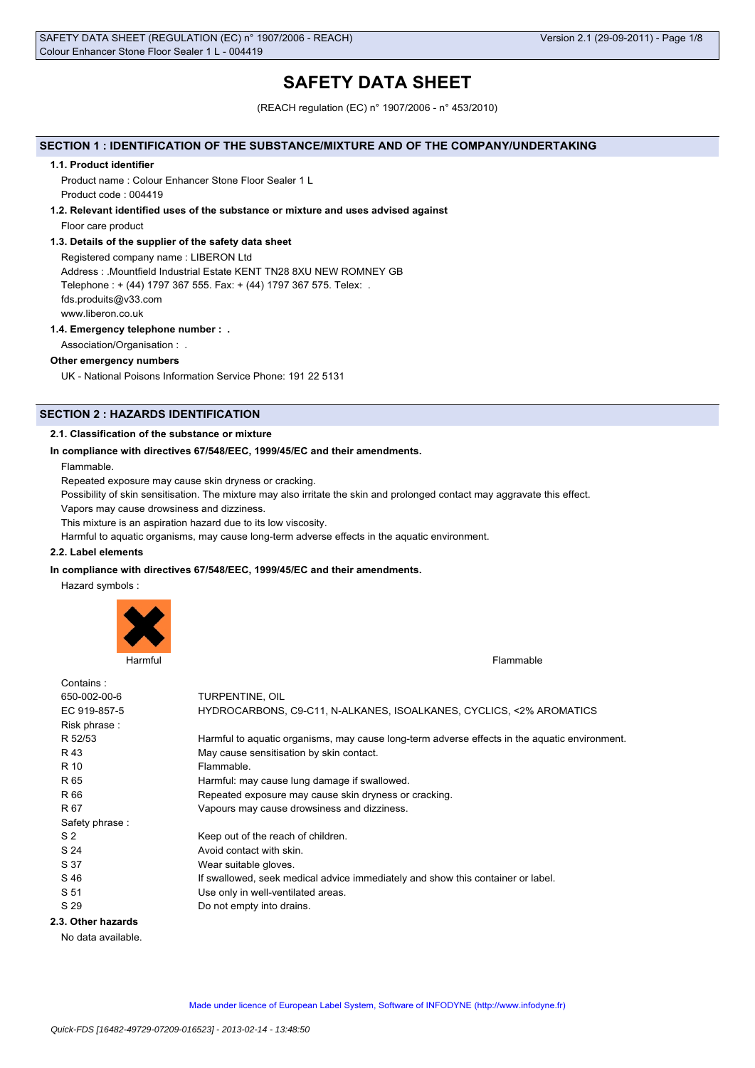# SAFETY DATA SHEET

(REACH regulation (EC) n° 1907/2006 - n° 453/2010)

## SECTION 1 : IDENTIFICATION OF THE SUBSTANCE/MIXTURE AND OF THE COMPANY/UNDERTAKING

### 1.1. Product identifier

Product name : Colour Enhancer Stone Floor Sealer 1 L

Product code : 004419

### 1.2. Relevant identified uses of the substance or mixture and uses advised against

Floor care product

### 1.3. Details of the supplier of the safety data sheet

Registered company name : LIBERON Ltd

Address : .Mountfield Industrial Estate KENT TN28 8XU NEW ROMNEY GB

Telephone : + (44) 1797 367 555. Fax: + (44) 1797 367 575. Telex: .

fds.produits@v33.com

www.liberon.co.uk

### 1.4. Emergency telephone number : .

Association/Organisation : .

**Other emergency numbers**

UK - National Poisons Information Service Phone: 191 22 5131

## SECTION 2 : HAZARDS IDENTIFICATION

### 2.1. Classification of the substance or mixture

**In compliance with directives 67/548/EEC, 1999/45/EC and their amendments.**

Flammable.

Repeated exposure may cause skin dryness or cracking.

Possibility of skin sensitisation. The mixture may also irritate the skin and prolonged contact may aggravate this effect.

Vapors may cause drowsiness and dizziness.

This mixture is an aspiration hazard due to its low viscosity.

Harmful to aquatic organisms, may cause long-term adverse effects in the aquatic environment.

### 2.2. Label elements

**In compliance with directives 67/548/EEC, 1999/45/EC and their amendments.**

Hazard symbols :

Harmful &nbsp;&nbsp;&nbsp;&nbsp; Flammable

Contains :

| | |
|---|---|
| 650-002-00-6 | TURPENTINE, OIL |
| EC 919-857-5 | HYDROCARBONS, C9-C11, N-ALKANES, ISOALKANES, CYCLICS, <2% AROMATICS |

Risk phrase :

| | |
|---|---|
| R 52/53 | Harmful to aquatic organisms, may cause long-term adverse effects in the aquatic environment. |
| R 43 | May cause sensitisation by skin contact. |
| R 10 | Flammable. |
| R 65 | Harmful: may cause lung damage if swallowed. |
| R 66 | Repeated exposure may cause skin dryness or cracking. |
| R 67 | Vapours may cause drowsiness and dizziness. |

Safety phrase :

| | |
|---|---|
| S 2 | Keep out of the reach of children. |
| S 24 | Avoid contact with skin. |
| S 37 | Wear suitable gloves. |
| S 46 | If swallowed, seek medical advice immediately and show this container or label. |
| S 51 | Use only in well-ventilated areas. |
| S 29 | Do not empty into drains. |

### 2.3. Other hazards

No data available.

Made under licence of European Label System, Software of INFODYNE (http://www.infodyne.fr)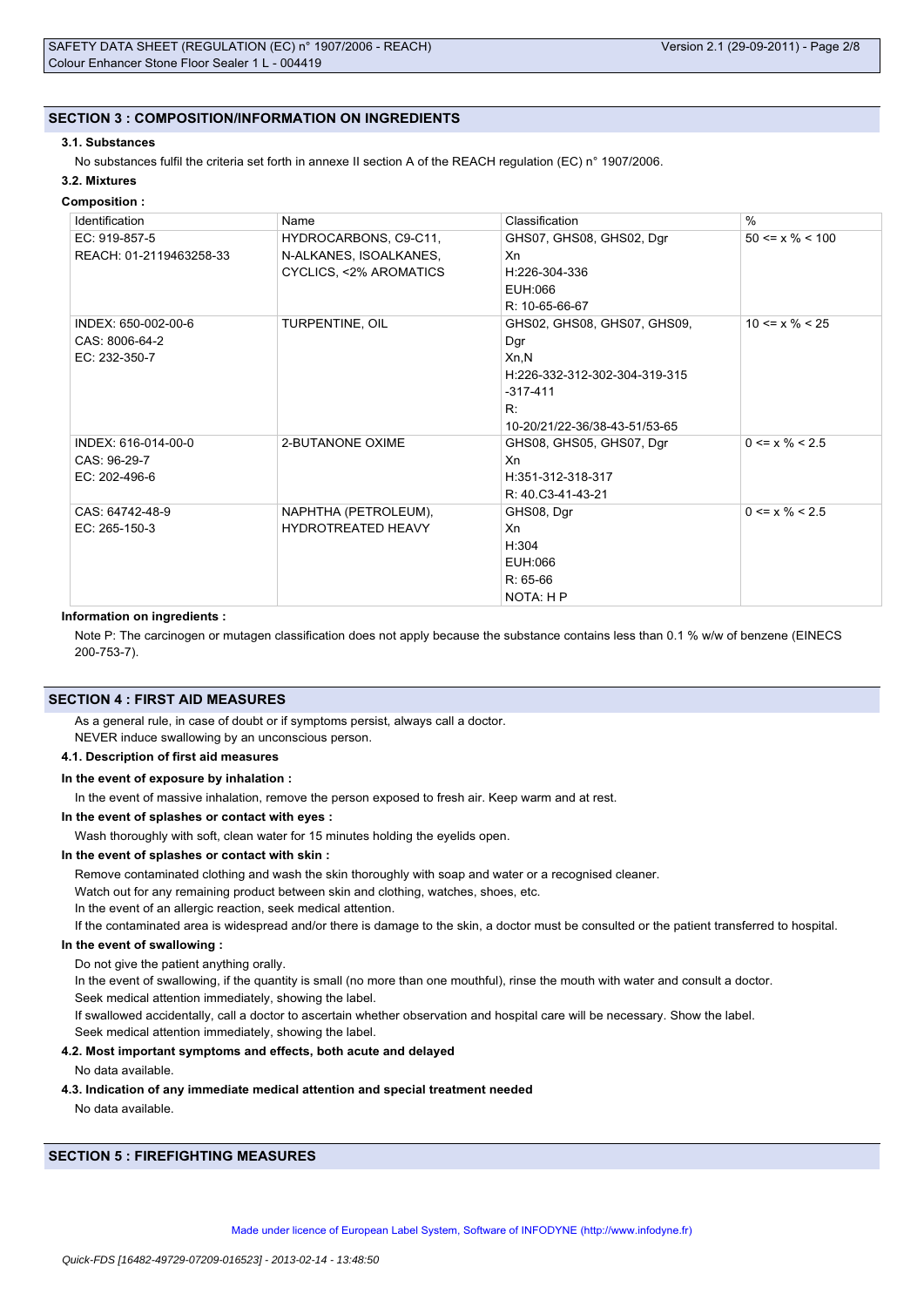## SECTION 3 : COMPOSITION/INFORMATION ON INGREDIENTS

### 3.1. Substances

No substances fulfil the criteria set forth in annexe II section A of the REACH regulation (EC) n° 1907/2006.

### 3.2. Mixtures

**Composition :**

| Identification | Name | Classification | % |
|---|---|---|---|
| EC: 919-857-5<br>REACH: 01-2119463258-33 | HYDROCARBONS, C9-C11, N-ALKANES, ISOALKANES, CYCLICS, <2% AROMATICS | GHS07, GHS08, GHS02, Dgr<br>Xn<br>H:226-304-336<br>EUH:066<br>R: 10-65-66-67 | 50 <= x % < 100 |
| INDEX: 650-002-00-6<br>CAS: 8006-64-2<br>EC: 232-350-7 | TURPENTINE, OIL | GHS02, GHS08, GHS07, GHS09, Dgr<br>Xn,N<br>H:226-332-312-302-304-319-315-317-411<br>R: 10-20/21/22-36/38-43-51/53-65 | 10 <= x % < 25 |
| INDEX: 616-014-00-0<br>CAS: 96-29-7<br>EC: 202-496-6 | 2-BUTANONE OXIME | GHS08, GHS05, GHS07, Dgr<br>Xn<br>H:351-312-318-317<br>R: 40.C3-41-43-21 | 0 <= x % < 2.5 |
| CAS: 64742-48-9<br>EC: 265-150-3 | NAPHTHA (PETROLEUM), HYDROTREATED HEAVY | GHS08, Dgr<br>Xn<br>H:304<br>EUH:066<br>R: 65-66<br>NOTA: H P | 0 <= x % < 2.5 |

**Information on ingredients :**

Note P: The carcinogen or mutagen classification does not apply because the substance contains less than 0.1 % w/w of benzene (EINECS 200-753-7).

## SECTION 4 : FIRST AID MEASURES

As a general rule, in case of doubt or if symptoms persist, always call a doctor.

NEVER induce swallowing by an unconscious person.

### 4.1. Description of first aid measures

**In the event of exposure by inhalation :**

In the event of massive inhalation, remove the person exposed to fresh air. Keep warm and at rest.

**In the event of splashes or contact with eyes :**

Wash thoroughly with soft, clean water for 15 minutes holding the eyelids open.

**In the event of splashes or contact with skin :**

Remove contaminated clothing and wash the skin thoroughly with soap and water or a recognised cleaner.

Watch out for any remaining product between skin and clothing, watches, shoes, etc.

In the event of an allergic reaction, seek medical attention.

If the contaminated area is widespread and/or there is damage to the skin, a doctor must be consulted or the patient transferred to hospital.

**In the event of swallowing :**

Do not give the patient anything orally.

In the event of swallowing, if the quantity is small (no more than one mouthful), rinse the mouth with water and consult a doctor.

Seek medical attention immediately, showing the label.

If swallowed accidentally, call a doctor to ascertain whether observation and hospital care will be necessary. Show the label.

Seek medical attention immediately, showing the label.

### 4.2. Most important symptoms and effects, both acute and delayed

No data available.

### 4.3. Indication of any immediate medical attention and special treatment needed

No data available.

## SECTION 5 : FIREFIGHTING MEASURES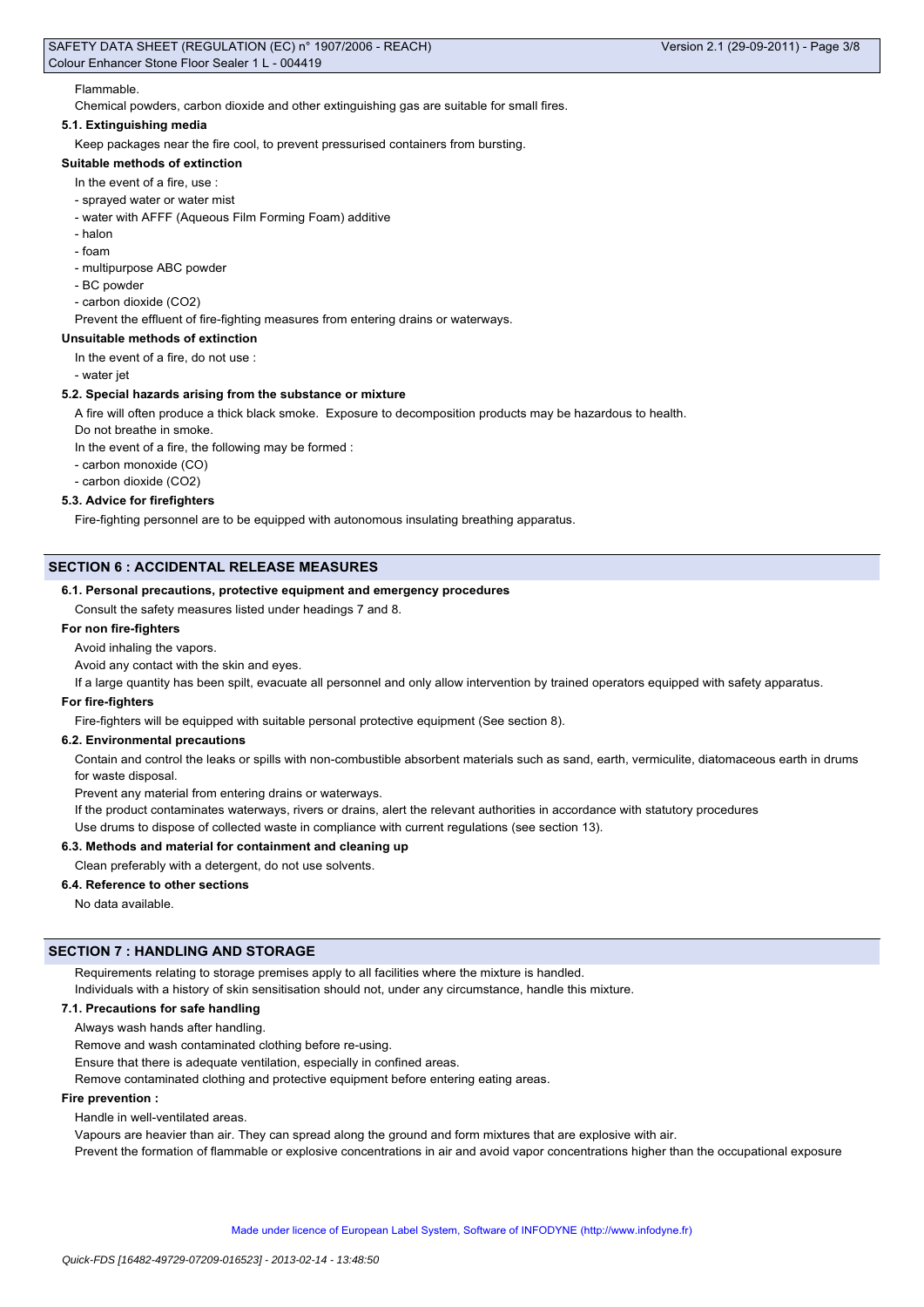Flammable.

Chemical powders, carbon dioxide and other extinguishing gas are suitable for small fires.

**5.1. Extinguishing media**

Keep packages near the fire cool, to prevent pressurised containers from bursting.

**Suitable methods of extinction**

In the event of a fire, use :

- sprayed water or water mist
- water with AFFF (Aqueous Film Forming Foam) additive
- halon
- foam
- multipurpose ABC powder
- BC powder
- carbon dioxide ($CO_2$)

Prevent the effluent of fire-fighting measures from entering drains or waterways.

**Unsuitable methods of extinction**

In the event of a fire, do not use :

- water jet

**5.2. Special hazards arising from the substance or mixture**

A fire will often produce a thick black smoke. Exposure to decomposition products may be hazardous to health.

Do not breathe in smoke.

In the event of a fire, the following may be formed :

- carbon monoxide (CO)
- carbon dioxide ($CO_2$)

**5.3. Advice for firefighters**

Fire-fighting personnel are to be equipped with autonomous insulating breathing apparatus.

## SECTION 6 : ACCIDENTAL RELEASE MEASURES

**6.1. Personal precautions, protective equipment and emergency procedures**

Consult the safety measures listed under headings 7 and 8.

**For non fire-fighters**

Avoid inhaling the vapors.

Avoid any contact with the skin and eyes.

If a large quantity has been spilt, evacuate all personnel and only allow intervention by trained operators equipped with safety apparatus.

**For fire-fighters**

Fire-fighters will be equipped with suitable personal protective equipment (See section 8).

**6.2. Environmental precautions**

Contain and control the leaks or spills with non-combustible absorbent materials such as sand, earth, vermiculite, diatomaceous earth in drums for waste disposal.

Prevent any material from entering drains or waterways.

If the product contaminates waterways, rivers or drains, alert the relevant authorities in accordance with statutory procedures

Use drums to dispose of collected waste in compliance with current regulations (see section 13).

**6.3. Methods and material for containment and cleaning up**

Clean preferably with a detergent, do not use solvents.

**6.4. Reference to other sections**

No data available.

## SECTION 7 : HANDLING AND STORAGE

Requirements relating to storage premises apply to all facilities where the mixture is handled.

Individuals with a history of skin sensitisation should not, under any circumstance, handle this mixture.

**7.1. Precautions for safe handling**

Always wash hands after handling.

Remove and wash contaminated clothing before re-using.

Ensure that there is adequate ventilation, especially in confined areas.

Remove contaminated clothing and protective equipment before entering eating areas.

**Fire prevention :**

Handle in well-ventilated areas.

Vapours are heavier than air. They can spread along the ground and form mixtures that are explosive with air.

Prevent the formation of flammable or explosive concentrations in air and avoid vapor concentrations higher than the occupational exposure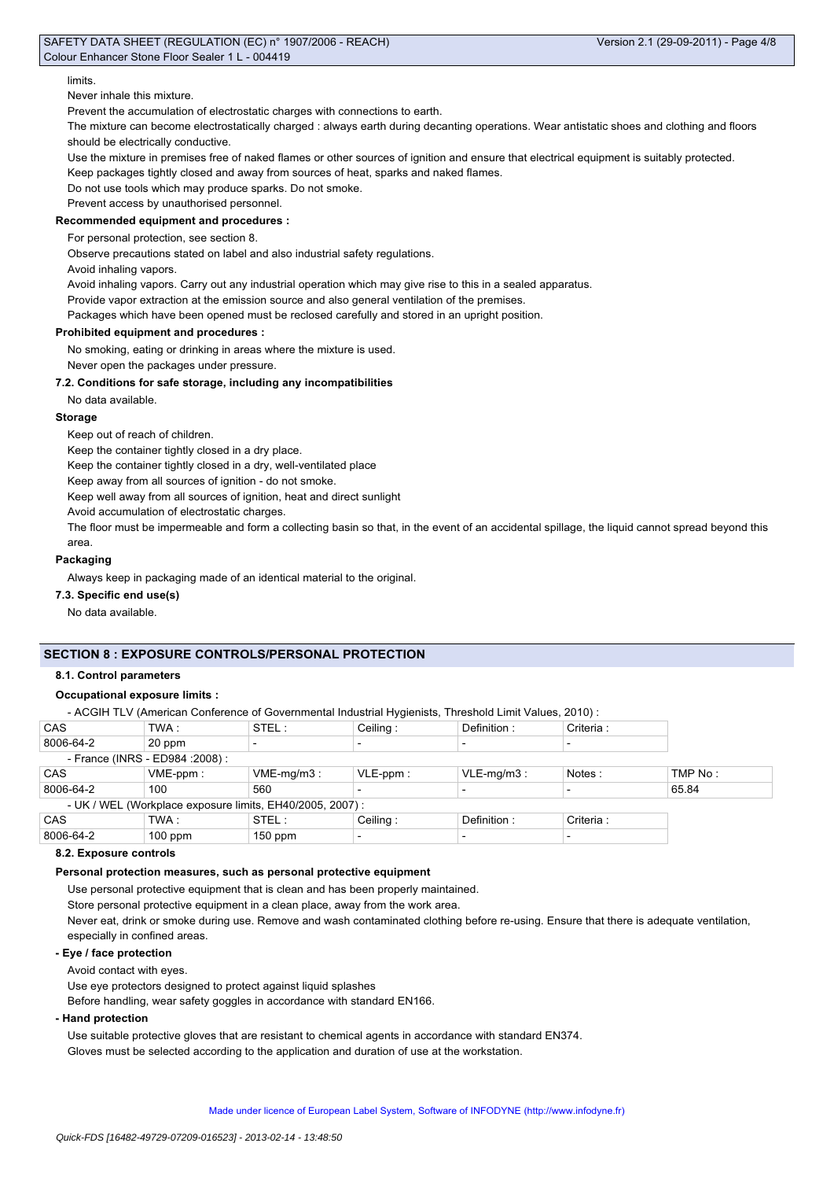limits.

Never inhale this mixture.

Prevent the accumulation of electrostatic charges with connections to earth.

The mixture can become electrostatically charged : always earth during decanting operations. Wear antistatic shoes and clothing and floors should be electrically conductive.

Use the mixture in premises free of naked flames or other sources of ignition and ensure that electrical equipment is suitably protected.

Keep packages tightly closed and away from sources of heat, sparks and naked flames.

Do not use tools which may produce sparks. Do not smoke.

Prevent access by unauthorised personnel.

**Recommended equipment and procedures :**

For personal protection, see section 8.

Observe precautions stated on label and also industrial safety regulations.

Avoid inhaling vapors.

Avoid inhaling vapors. Carry out any industrial operation which may give rise to this in a sealed apparatus.

Provide vapor extraction at the emission source and also general ventilation of the premises.

Packages which have been opened must be reclosed carefully and stored in an upright position.

**Prohibited equipment and procedures :**

No smoking, eating or drinking in areas where the mixture is used.

Never open the packages under pressure.

**7.2. Conditions for safe storage, including any incompatibilities**

No data available.

**Storage**

Keep out of reach of children.

Keep the container tightly closed in a dry place.

Keep the container tightly closed in a dry, well-ventilated place

Keep away from all sources of ignition - do not smoke.

Keep well away from all sources of ignition, heat and direct sunlight

Avoid accumulation of electrostatic charges.

The floor must be impermeable and form a collecting basin so that, in the event of an accidental spillage, the liquid cannot spread beyond this area.

**Packaging**

Always keep in packaging made of an identical material to the original.

**7.3. Specific end use(s)**

No data available.

## SECTION 8 : EXPOSURE CONTROLS/PERSONAL PROTECTION

**8.1. Control parameters**

**Occupational exposure limits :**

- ACGIH TLV (American Conference of Governmental Industrial Hygienists, Threshold Limit Values, 2010) :

| CAS | TWA : | STEL : | Ceiling : | Definition : | Criteria : |
|---|---|---|---|---|---|
| 8006-64-2 | 20 ppm | - | - | - | - |

- France (INRS - ED984 :2008) :

| CAS | VME-ppm : | VME-mg/m3 : | VLE-ppm : | VLE-mg/m3 : | Notes : | TMP No : |
|---|---|---|---|---|---|---|
| 8006-64-2 | 100 | 560 | - | - | - | 65.84 |

- UK / WEL (Workplace exposure limits, EH40/2005, 2007) :

| CAS | TWA : | STEL : | Ceiling : | Definition : | Criteria : |
|---|---|---|---|---|---|
| 8006-64-2 | 100 ppm | 150 ppm | - | - | - |

**8.2. Exposure controls**

**Personal protection measures, such as personal protective equipment**

Use personal protective equipment that is clean and has been properly maintained.

Store personal protective equipment in a clean place, away from the work area.

Never eat, drink or smoke during use. Remove and wash contaminated clothing before re-using. Ensure that there is adequate ventilation, especially in confined areas.

**- Eye / face protection**

Avoid contact with eyes.

Use eye protectors designed to protect against liquid splashes

Before handling, wear safety goggles in accordance with standard EN166.

**- Hand protection**

Use suitable protective gloves that are resistant to chemical agents in accordance with standard EN374.

Gloves must be selected according to the application and duration of use at the workstation.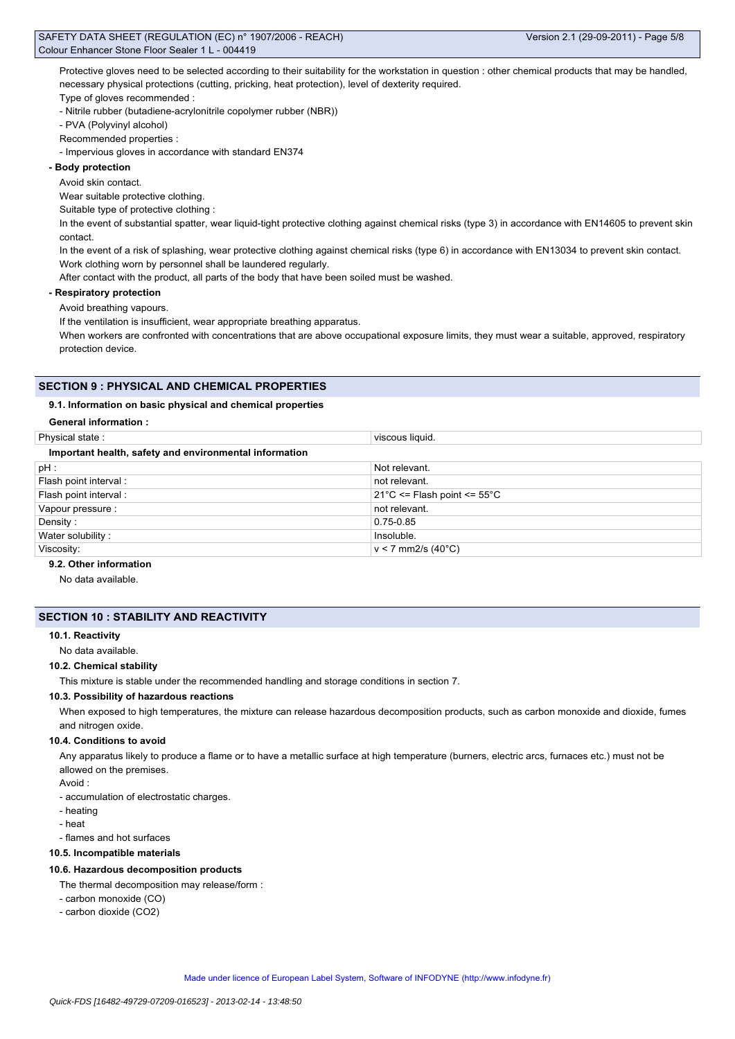Protective gloves need to be selected according to their suitability for the workstation in question : other chemical products that may be handled, necessary physical protections (cutting, pricking, heat protection), level of dexterity required.

Type of gloves recommended :

- Nitrile rubber (butadiene-acrylonitrile copolymer rubber (NBR))
- PVA (Polyvinyl alcohol)

Recommended properties :

- Impervious gloves in accordance with standard EN374

**- Body protection**

Avoid skin contact.

Wear suitable protective clothing.

Suitable type of protective clothing :

In the event of substantial spatter, wear liquid-tight protective clothing against chemical risks (type 3) in accordance with EN14605 to prevent skin contact.

In the event of a risk of splashing, wear protective clothing against chemical risks (type 6) in accordance with EN13034 to prevent skin contact.

Work clothing worn by personnel shall be laundered regularly.

After contact with the product, all parts of the body that have been soiled must be washed.

**- Respiratory protection**

Avoid breathing vapours.

If the ventilation is insufficient, wear appropriate breathing apparatus.

When workers are confronted with concentrations that are above occupational exposure limits, they must wear a suitable, approved, respiratory protection device.

## SECTION 9 : PHYSICAL AND CHEMICAL PROPERTIES

### 9.1. Information on basic physical and chemical properties

**General information :**

| Physical state : | viscous liquid. |
|---|---|

**Important health, safety and environmental information**

| pH : | Not relevant. |
|---|---|
| Flash point interval : | not relevant. |
| Flash point interval : | 21°C <= Flash point <= 55°C |
| Vapour pressure : | not relevant. |
| Density : | 0.75-0.85 |
| Water solubility : | Insoluble. |
| Viscosity: | v < 7 mm2/s (40°C) |

### 9.2. Other information

No data available.

## SECTION 10 : STABILITY AND REACTIVITY

### 10.1. Reactivity

No data available.

### 10.2. Chemical stability

This mixture is stable under the recommended handling and storage conditions in section 7.

### 10.3. Possibility of hazardous reactions

When exposed to high temperatures, the mixture can release hazardous decomposition products, such as carbon monoxide and dioxide, fumes and nitrogen oxide.

### 10.4. Conditions to avoid

Any apparatus likely to produce a flame or to have a metallic surface at high temperature (burners, electric arcs, furnaces etc.) must not be allowed on the premises.

Avoid :

- accumulation of electrostatic charges.
- heating
- heat
- flames and hot surfaces

### 10.5. Incompatible materials

### 10.6. Hazardous decomposition products

The thermal decomposition may release/form :

- carbon monoxide (CO)
- carbon dioxide ($CO_2$)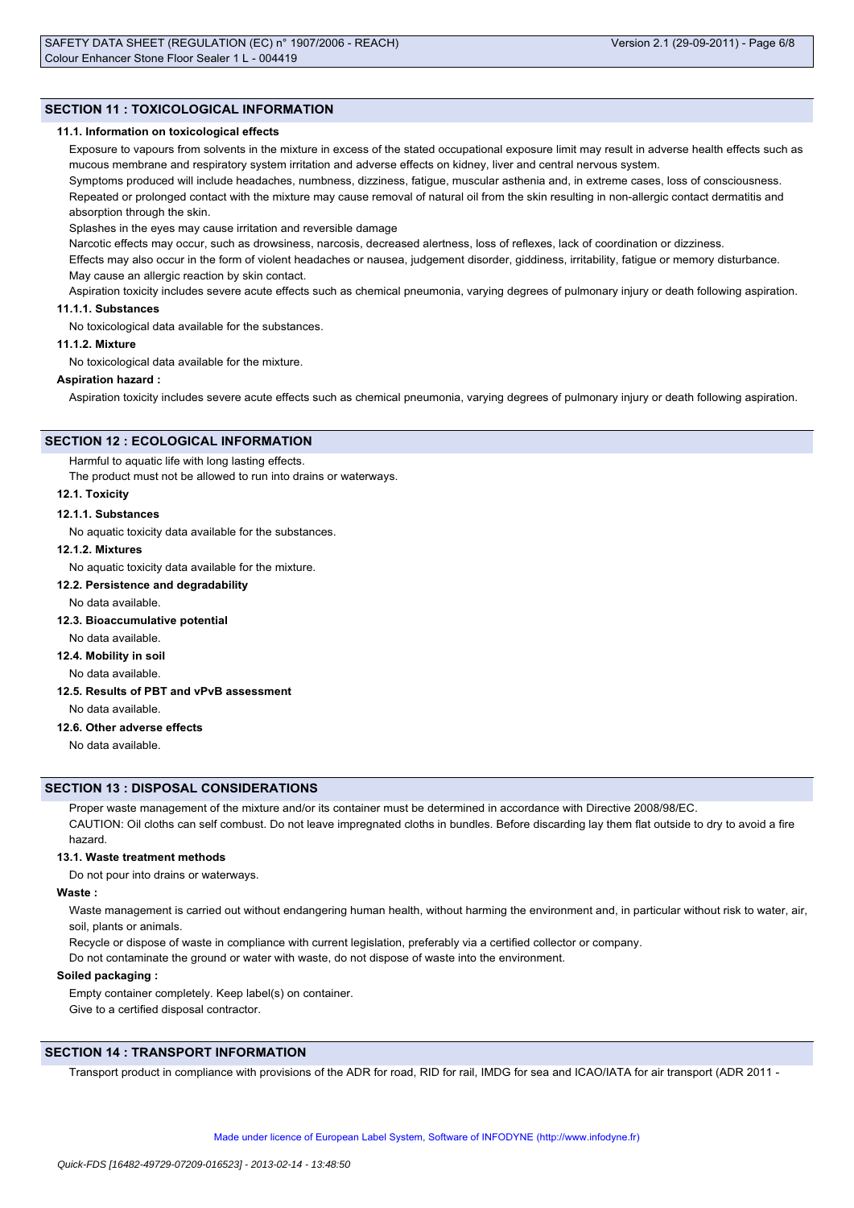## SECTION 11 : TOXICOLOGICAL INFORMATION

### 11.1. Information on toxicological effects

Exposure to vapours from solvents in the mixture in excess of the stated occupational exposure limit may result in adverse health effects such as mucous membrane and respiratory system irritation and adverse effects on kidney, liver and central nervous system.

Symptoms produced will include headaches, numbness, dizziness, fatigue, muscular asthenia and, in extreme cases, loss of consciousness.

Repeated or prolonged contact with the mixture may cause removal of natural oil from the skin resulting in non-allergic contact dermatitis and absorption through the skin.

Splashes in the eyes may cause irritation and reversible damage

Narcotic effects may occur, such as drowsiness, narcosis, decreased alertness, loss of reflexes, lack of coordination or dizziness.

Effects may also occur in the form of violent headaches or nausea, judgement disorder, giddiness, irritability, fatigue or memory disturbance.

May cause an allergic reaction by skin contact.

Aspiration toxicity includes severe acute effects such as chemical pneumonia, varying degrees of pulmonary injury or death following aspiration.

#### 11.1.1. Substances

No toxicological data available for the substances.

#### 11.1.2. Mixture

No toxicological data available for the mixture.

**Aspiration hazard :**

Aspiration toxicity includes severe acute effects such as chemical pneumonia, varying degrees of pulmonary injury or death following aspiration.

## SECTION 12 : ECOLOGICAL INFORMATION

Harmful to aquatic life with long lasting effects.

The product must not be allowed to run into drains or waterways.

### 12.1. Toxicity

#### 12.1.1. Substances

No aquatic toxicity data available for the substances.

#### 12.1.2. Mixtures

No aquatic toxicity data available for the mixture.

### 12.2. Persistence and degradability

No data available.

### 12.3. Bioaccumulative potential

No data available.

### 12.4. Mobility in soil

No data available.

### 12.5. Results of PBT and vPvB assessment

No data available.

### 12.6. Other adverse effects

No data available.

## SECTION 13 : DISPOSAL CONSIDERATIONS

Proper waste management of the mixture and/or its container must be determined in accordance with Directive 2008/98/EC.

CAUTION: Oil cloths can self combust. Do not leave impregnated cloths in bundles. Before discarding lay them flat outside to dry to avoid a fire hazard.

### 13.1. Waste treatment methods

Do not pour into drains or waterways.

**Waste :**

Waste management is carried out without endangering human health, without harming the environment and, in particular without risk to water, air, soil, plants or animals.

Recycle or dispose of waste in compliance with current legislation, preferably via a certified collector or company.

Do not contaminate the ground or water with waste, do not dispose of waste into the environment.

**Soiled packaging :**

Empty container completely. Keep label(s) on container.

Give to a certified disposal contractor.

## SECTION 14 : TRANSPORT INFORMATION

Transport product in compliance with provisions of the ADR for road, RID for rail, IMDG for sea and ICAO/IATA for air transport (ADR 2011 -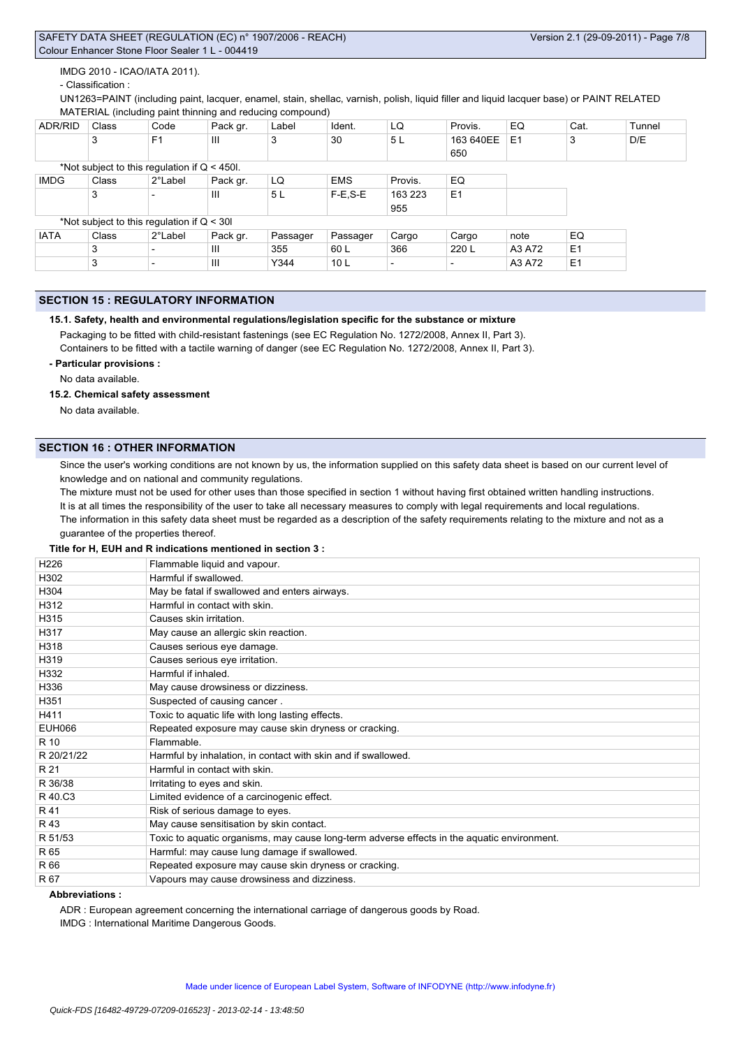IMDG 2010 - ICAO/IATA 2011).

- Classification :

UN1263=PAINT (including paint, lacquer, enamel, stain, shellac, varnish, polish, liquid filler and liquid lacquer base) or PAINT RELATED MATERIAL (including paint thinning and reducing compound)

| ADR/RID | Class | Code | Pack gr. | Label | Ident. | LQ | Provis. | EQ | Cat. | Tunnel |
|---|---|---|---|---|---|---|---|---|---|---|
| | 3 | F1 | III | 3 | 30 | 5 L | 163 640EE 650 | E1 | 3 | D/E |

*Not subject to this regulation if Q < 450l.

| IMDG | Class | 2°Label | Pack gr. | LQ | EMS | Provis. | EQ |
|---|---|---|---|---|---|---|---|
| | 3 | - | III | 5 L | F-E,S-E | 163 223 955 | E1 |

*Not subject to this regulation if Q < 30l

| IATA | Class | 2°Label | Pack gr. | Passager | Passager | Cargo | Cargo | note | EQ |
|---|---|---|---|---|---|---|---|---|---|
| | 3 | - | III | 355 | 60 L | 366 | 220 L | A3 A72 | E1 |
| | 3 | - | III | Y344 | 10 L | - | - | A3 A72 | E1 |

## SECTION 15 : REGULATORY INFORMATION

### 15.1. Safety, health and environmental regulations/legislation specific for the substance or mixture

Packaging to be fitted with child-resistant fastenings (see EC Regulation No. 1272/2008, Annex II, Part 3).
Containers to be fitted with a tactile warning of danger (see EC Regulation No. 1272/2008, Annex II, Part 3).

**- Particular provisions :**

No data available.

### 15.2. Chemical safety assessment

No data available.

## SECTION 16 : OTHER INFORMATION

Since the user's working conditions are not known by us, the information supplied on this safety data sheet is based on our current level of knowledge and on national and community regulations.

The mixture must not be used for other uses than those specified in section 1 without having first obtained written handling instructions.

It is at all times the responsibility of the user to take all necessary measures to comply with legal requirements and local regulations.

The information in this safety data sheet must be regarded as a description of the safety requirements relating to the mixture and not as a guarantee of the properties thereof.

**Title for H, EUH and R indications mentioned in section 3 :**

| | |
|---|---|
| H226 | Flammable liquid and vapour. |
| H302 | Harmful if swallowed. |
| H304 | May be fatal if swallowed and enters airways. |
| H312 | Harmful in contact with skin. |
| H315 | Causes skin irritation. |
| H317 | May cause an allergic skin reaction. |
| H318 | Causes serious eye damage. |
| H319 | Causes serious eye irritation. |
| H332 | Harmful if inhaled. |
| H336 | May cause drowsiness or dizziness. |
| H351 | Suspected of causing cancer . |
| H411 | Toxic to aquatic life with long lasting effects. |
| EUH066 | Repeated exposure may cause skin dryness or cracking. |
| R 10 | Flammable. |
| R 20/21/22 | Harmful by inhalation, in contact with skin and if swallowed. |
| R 21 | Harmful in contact with skin. |
| R 36/38 | Irritating to eyes and skin. |
| R 40.C3 | Limited evidence of a carcinogenic effect. |
| R 41 | Risk of serious damage to eyes. |
| R 43 | May cause sensitisation by skin contact. |
| R 51/53 | Toxic to aquatic organisms, may cause long-term adverse effects in the aquatic environment. |
| R 65 | Harmful: may cause lung damage if swallowed. |
| R 66 | Repeated exposure may cause skin dryness or cracking. |
| R 67 | Vapours may cause drowsiness and dizziness. |

**Abbreviations :**

ADR : European agreement concerning the international carriage of dangerous goods by Road.

IMDG : International Maritime Dangerous Goods.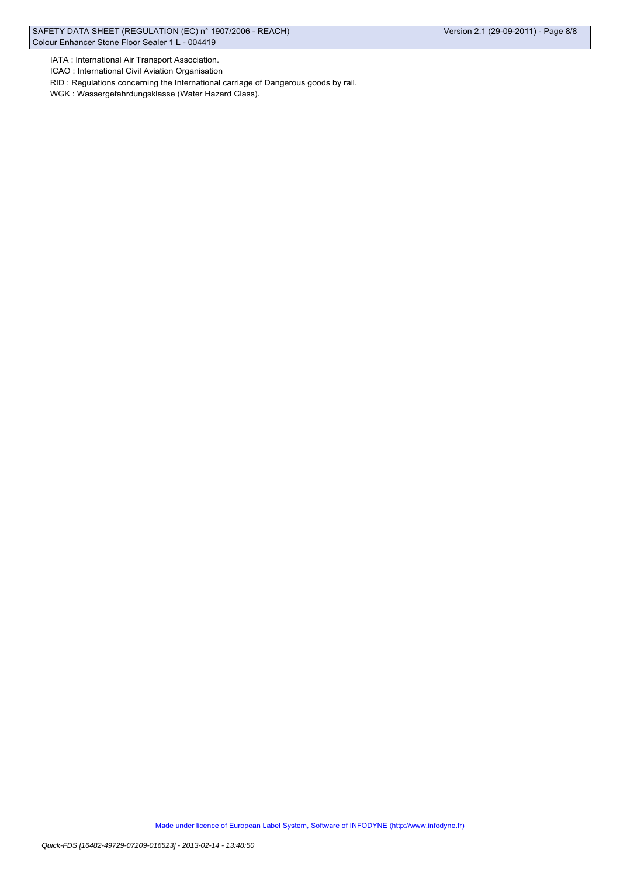IATA : International Air Transport Association.

ICAO : International Civil Aviation Organisation

RID : Regulations concerning the International carriage of Dangerous goods by rail.

WGK : Wassergefahrdungsklasse (Water Hazard Class).